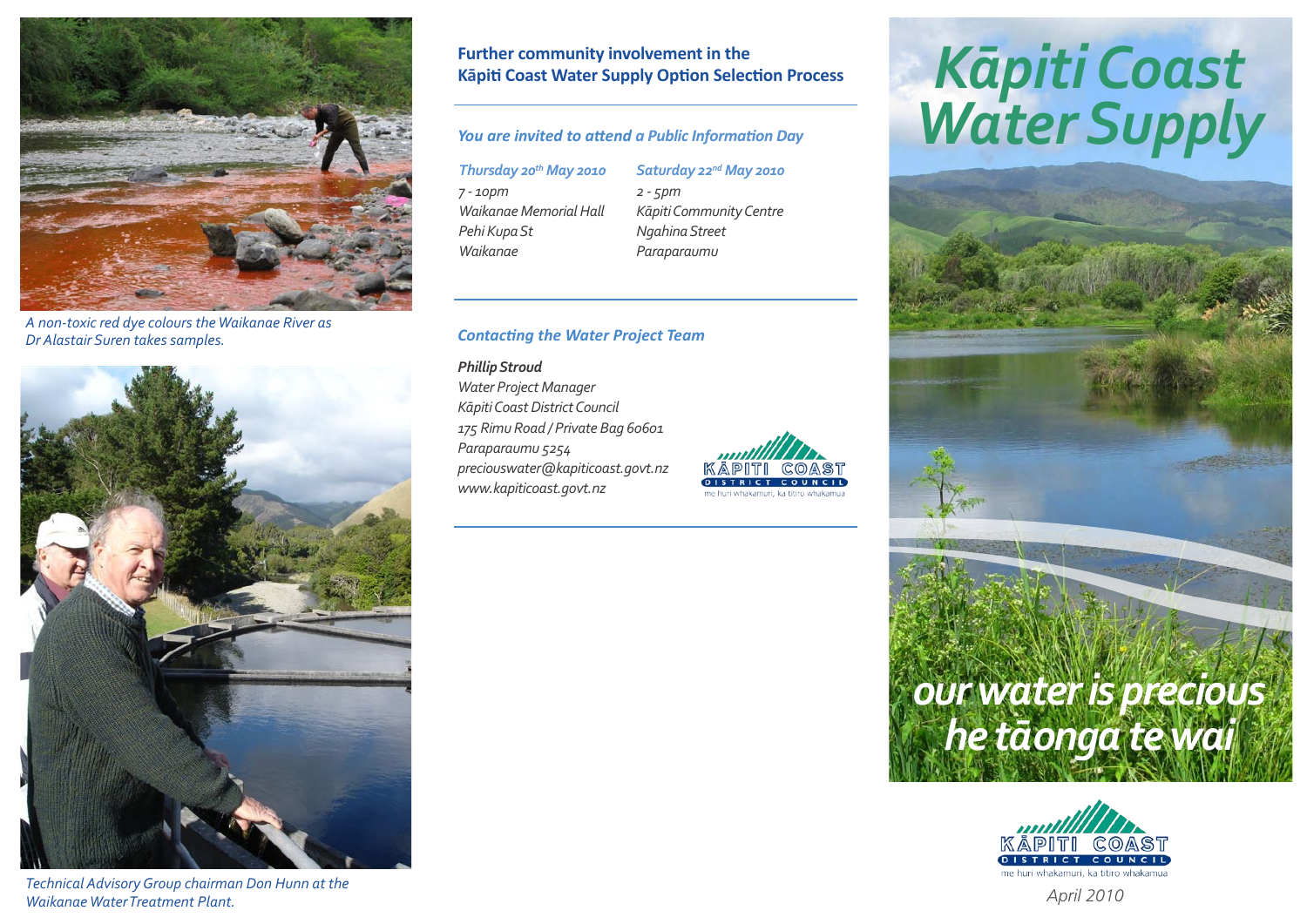A non-toxic red dye colours the Waikanae River as Dr Alastair Suren takes samples.

Technical Advisory Group chairman Don Hunn at the Waikanae Water Treatment Plant.

## Further community involvement in the Kāpiti Coast Water Supply Option Selection Process

### *You are invited to attend a Public Information Day*

| *Thursday 20th May 2010* | *Saturday 22nd May 2010* |
|---|---|
| *7 - 10pm* | *2 - 5pm* |
| *Waikanae Memorial Hall* | *Kāpiti Community Centre* |
| *Pehi Kupa St* | *Ngahina Street* |
| *Waikanae* | *Paraparaumu* |

### *Contacting the Water Project Team*

***Phillip Stroud***
*Water Project Manager*
*Kāpiti Coast District Council*
*175 Rimu Road / Private Bag 60601*
*Paraparaumu 5254*
*preciouswater@kapiticoast.govt.nz*
*www.kapiticoast.govt.nz*

KĀPITI COAST DISTRICT COUNCIL
me huri whakamuri, ka titiro whakamua

# *Kāpiti Coast Water Supply*

***our water is precious***
***he tāonga te wai***

KĀPITI COAST DISTRICT COUNCIL
me huri whakamuri, ka titiro whakamua

*April 2010*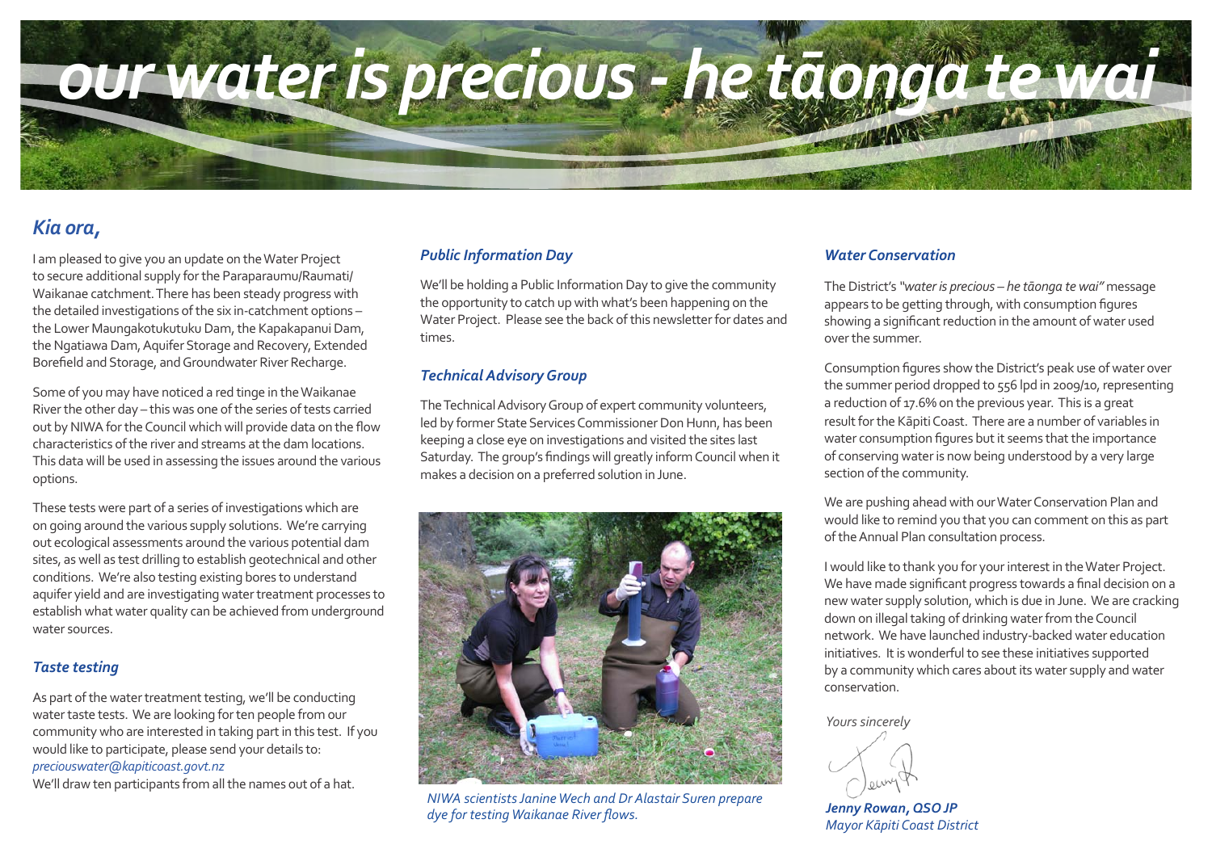# our water is precious - he tāonga te wai

## *Kia ora,*

I am pleased to give you an update on the Water Project to secure additional supply for the Paraparaumu/Raumati/Waikanae catchment. There has been steady progress with the detailed investigations of the six in-catchment options – the Lower Maungakotukutuku Dam, the Kapakapanui Dam, the Ngatiawa Dam, Aquifer Storage and Recovery, Extended Borefield and Storage, and Groundwater River Recharge.

Some of you may have noticed a red tinge in the Waikanae River the other day – this was one of the series of tests carried out by NIWA for the Council which will provide data on the flow characteristics of the river and streams at the dam locations. This data will be used in assessing the issues around the various options.

These tests were part of a series of investigations which are on going around the various supply solutions. We're carrying out ecological assessments around the various potential dam sites, as well as test drilling to establish geotechnical and other conditions. We're also testing existing bores to understand aquifer yield and are investigating water treatment processes to establish what water quality can be achieved from underground water sources.

### *Taste testing*

As part of the water treatment testing, we'll be conducting water taste tests. We are looking for ten people from our community who are interested in taking part in this test. If you would like to participate, please send your details to: *preciouswater@kapiticoast.govt.nz*
We'll draw ten participants from all the names out of a hat.

### *Public Information Day*

We'll be holding a Public Information Day to give the community the opportunity to catch up with what's been happening on the Water Project. Please see the back of this newsletter for dates and times.

### *Technical Advisory Group*

The Technical Advisory Group of expert community volunteers, led by former State Services Commissioner Don Hunn, has been keeping a close eye on investigations and visited the sites last Saturday. The group's findings will greatly inform Council when it makes a decision on a preferred solution in June.

*NIWA scientists Janine Wech and Dr Alastair Suren prepare dye for testing Waikanae River flows.*

### *Water Conservation*

The District's *"water is precious – he tāonga te wai"* message appears to be getting through, with consumption figures showing a significant reduction in the amount of water used over the summer.

Consumption figures show the District's peak use of water over the summer period dropped to 556 lpd in 2009/10, representing a reduction of 17.6% on the previous year. This is a great result for the Kāpiti Coast. There are a number of variables in water consumption figures but it seems that the importance of conserving water is now being understood by a very large section of the community.

We are pushing ahead with our Water Conservation Plan and would like to remind you that you can comment on this as part of the Annual Plan consultation process.

I would like to thank you for your interest in the Water Project. We have made significant progress towards a final decision on a new water supply solution, which is due in June. We are cracking down on illegal taking of drinking water from the Council network. We have launched industry-backed water education initiatives. It is wonderful to see these initiatives supported by a community which cares about its water supply and water conservation.

*Yours sincerely*

***Jenny Rowan, QSO JP***
*Mayor Kāpiti Coast District*